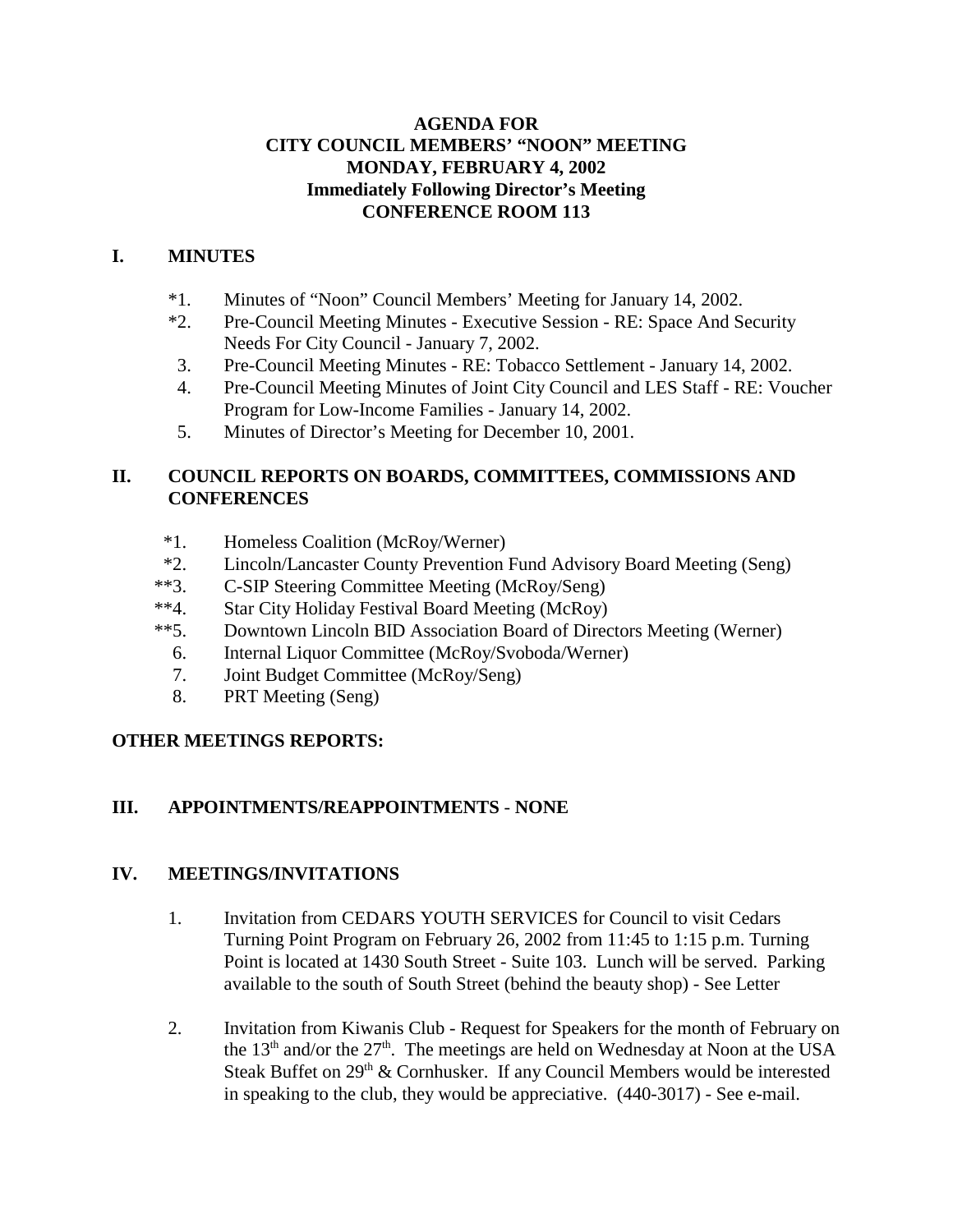**AGENDA FOR**
**CITY COUNCIL MEMBERS' "NOON" MEETING**
**MONDAY, FEBRUARY 4, 2002**
**Immediately Following Director's Meeting**
**CONFERENCE ROOM 113**

## I. MINUTES

*1. Minutes of "Noon" Council Members' Meeting for January 14, 2002.

*2. Pre-Council Meeting Minutes - Executive Session - RE: Space And Security Needs For City Council - January 7, 2002.

3. Pre-Council Meeting Minutes - RE: Tobacco Settlement - January 14, 2002.

4. Pre-Council Meeting Minutes of Joint City Council and LES Staff - RE: Voucher Program for Low-Income Families - January 14, 2002.

5. Minutes of Director's Meeting for December 10, 2001.

## II. COUNCIL REPORTS ON BOARDS, COMMITTEES, COMMISSIONS AND CONFERENCES

*1. Homeless Coalition (McRoy/Werner)

*2. Lincoln/Lancaster County Prevention Fund Advisory Board Meeting (Seng)

**3. C-SIP Steering Committee Meeting (McRoy/Seng)

**4. Star City Holiday Festival Board Meeting (McRoy)

**5. Downtown Lincoln BID Association Board of Directors Meeting (Werner)

6. Internal Liquor Committee (McRoy/Svoboda/Werner)

7. Joint Budget Committee (McRoy/Seng)

8. PRT Meeting (Seng)

**OTHER MEETINGS REPORTS:**

## III. APPOINTMENTS/REAPPOINTMENTS - NONE

## IV. MEETINGS/INVITATIONS

1. Invitation from CEDARS YOUTH SERVICES for Council to visit Cedars Turning Point Program on February 26, 2002 from 11:45 to 1:15 p.m. Turning Point is located at 1430 South Street - Suite 103. Lunch will be served. Parking available to the south of South Street (behind the beauty shop) - See Letter

2. Invitation from Kiwanis Club - Request for Speakers for the month of February on the 13th and/or the 27th. The meetings are held on Wednesday at Noon at the USA Steak Buffet on 29th & Cornhusker. If any Council Members would be interested in speaking to the club, they would be appreciative. (440-3017) - See e-mail.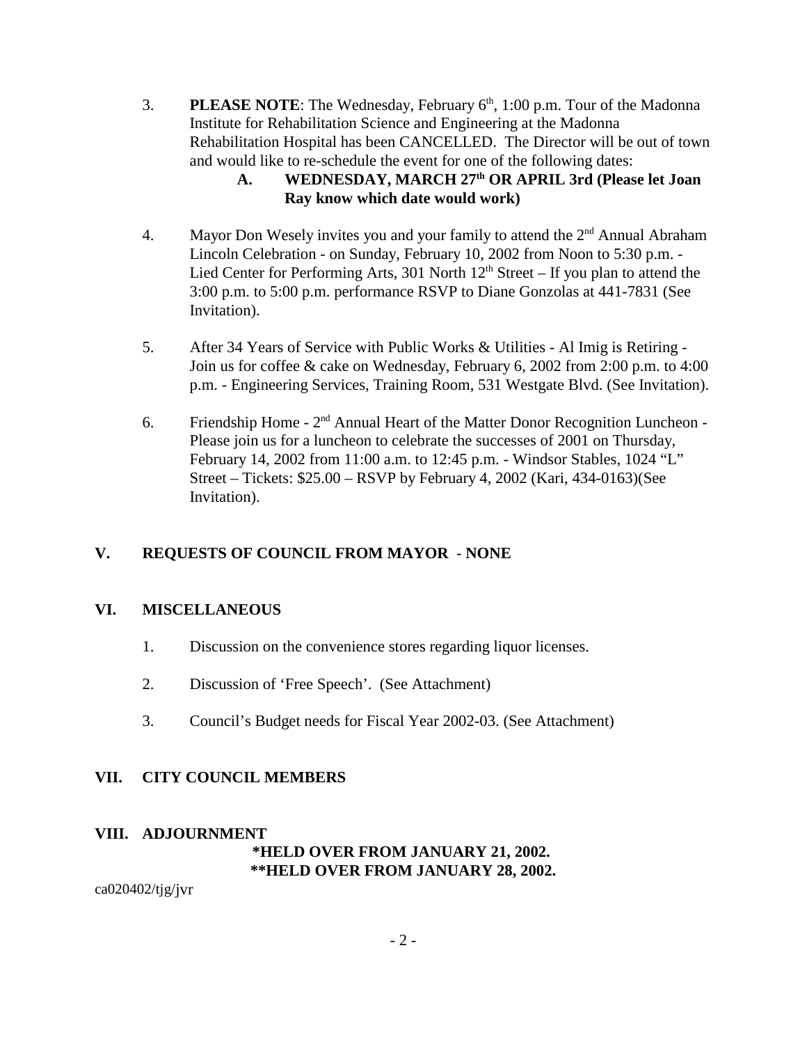3. **PLEASE NOTE**: The Wednesday, February 6th, 1:00 p.m. Tour of the Madonna Institute for Rehabilitation Science and Engineering at the Madonna Rehabilitation Hospital has been CANCELLED. The Director will be out of town and would like to re-schedule the event for one of the following dates:

   **A. WEDNESDAY, MARCH 27th OR APRIL 3rd (Please let Joan Ray know which date would work)**

4. Mayor Don Wesely invites you and your family to attend the 2nd Annual Abraham Lincoln Celebration - on Sunday, February 10, 2002 from Noon to 5:30 p.m. - Lied Center for Performing Arts, 301 North 12th Street – If you plan to attend the 3:00 p.m. to 5:00 p.m. performance RSVP to Diane Gonzolas at 441-7831 (See Invitation).

5. After 34 Years of Service with Public Works & Utilities - Al Imig is Retiring - Join us for coffee & cake on Wednesday, February 6, 2002 from 2:00 p.m. to 4:00 p.m. - Engineering Services, Training Room, 531 Westgate Blvd. (See Invitation).

6. Friendship Home - 2nd Annual Heart of the Matter Donor Recognition Luncheon - Please join us for a luncheon to celebrate the successes of 2001 on Thursday, February 14, 2002 from 11:00 a.m. to 12:45 p.m. - Windsor Stables, 1024 "L" Street – Tickets: $25.00 – RSVP by February 4, 2002 (Kari, 434-0163)(See Invitation).

## V. REQUESTS OF COUNCIL FROM MAYOR - NONE

## VI. MISCELLANEOUS

1. Discussion on the convenience stores regarding liquor licenses.

2. Discussion of 'Free Speech'. (See Attachment)

3. Council's Budget needs for Fiscal Year 2002-03. (See Attachment)

## VII. CITY COUNCIL MEMBERS

## VIII. ADJOURNMENT

**\*HELD OVER FROM JANUARY 21, 2002.**
**\*\*HELD OVER FROM JANUARY 28, 2002.**

ca020402/tjg/jvr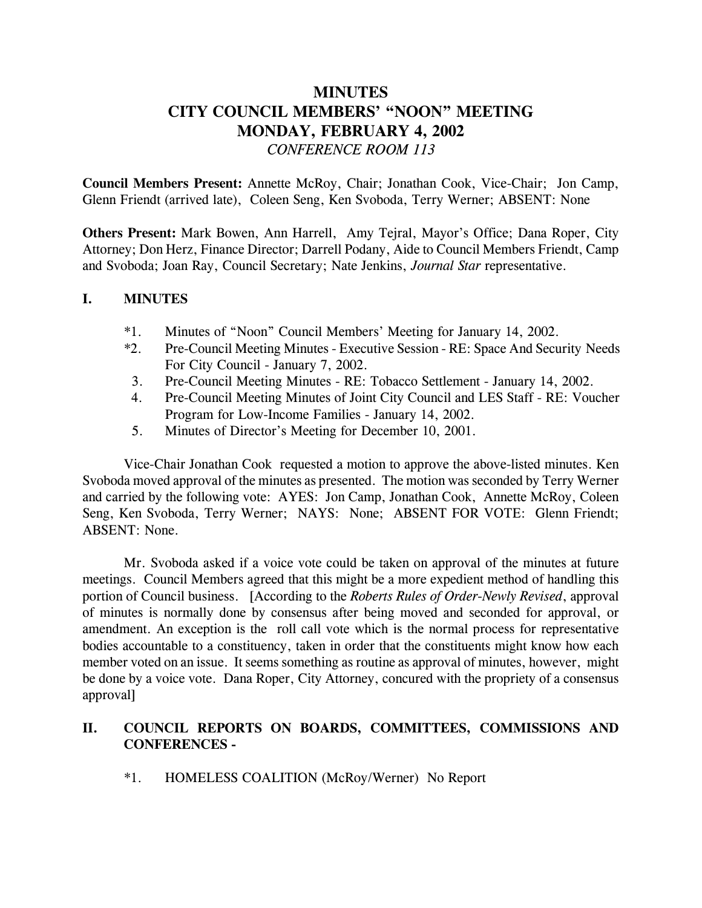# MINUTES
# CITY COUNCIL MEMBERS' "NOON" MEETING
# MONDAY, FEBRUARY 4, 2002
*CONFERENCE ROOM 113*

**Council Members Present:** Annette McRoy, Chair; Jonathan Cook, Vice-Chair; Jon Camp, Glenn Friendt (arrived late), Coleen Seng, Ken Svoboda, Terry Werner; ABSENT: None

**Others Present:** Mark Bowen, Ann Harrell, Amy Tejral, Mayor's Office; Dana Roper, City Attorney; Don Herz, Finance Director; Darrell Podany, Aide to Council Members Friendt, Camp and Svoboda; Joan Ray, Council Secretary; Nate Jenkins, *Journal Star* representative.

## I. MINUTES

*1. Minutes of "Noon" Council Members' Meeting for January 14, 2002.
*2. Pre-Council Meeting Minutes - Executive Session - RE: Space And Security Needs For City Council - January 7, 2002.
3. Pre-Council Meeting Minutes - RE: Tobacco Settlement - January 14, 2002.
4. Pre-Council Meeting Minutes of Joint City Council and LES Staff - RE: Voucher Program for Low-Income Families - January 14, 2002.
5. Minutes of Director's Meeting for December 10, 2001.

Vice-Chair Jonathan Cook requested a motion to approve the above-listed minutes. Ken Svoboda moved approval of the minutes as presented. The motion was seconded by Terry Werner and carried by the following vote: AYES: Jon Camp, Jonathan Cook, Annette McRoy, Coleen Seng, Ken Svoboda, Terry Werner; NAYS: None; ABSENT FOR VOTE: Glenn Friendt; ABSENT: None.

Mr. Svoboda asked if a voice vote could be taken on approval of the minutes at future meetings. Council Members agreed that this might be a more expedient method of handling this portion of Council business. [According to the *Roberts Rules of Order-Newly Revised*, approval of minutes is normally done by consensus after being moved and seconded for approval, or amendment. An exception is the roll call vote which is the normal process for representative bodies accountable to a constituency, taken in order that the constituents might know how each member voted on an issue. It seems something as routine as approval of minutes, however, might be done by a voice vote. Dana Roper, City Attorney, concured with the propriety of a consensus approval]

## II. COUNCIL REPORTS ON BOARDS, COMMITTEES, COMMISSIONS AND CONFERENCES -

*1. HOMELESS COALITION (McRoy/Werner) No Report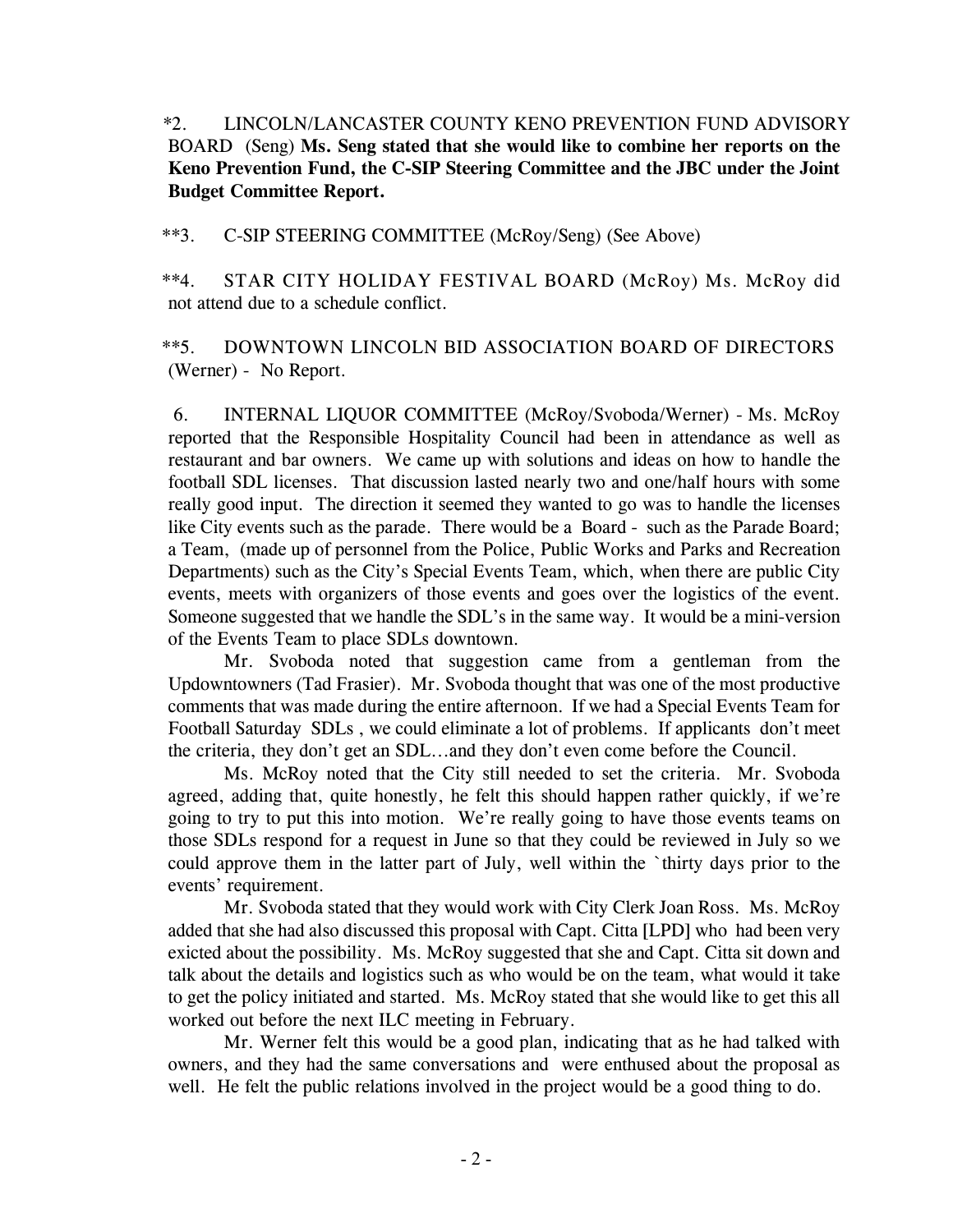*2. LINCOLN/LANCASTER COUNTY KENO PREVENTION FUND ADVISORY BOARD (Seng) **Ms. Seng stated that she would like to combine her reports on the Keno Prevention Fund, the C-SIP Steering Committee and the JBC under the Joint Budget Committee Report.**

**3. C-SIP STEERING COMMITTEE (McRoy/Seng) (See Above)

**4. STAR CITY HOLIDAY FESTIVAL BOARD (McRoy) Ms. McRoy did not attend due to a schedule conflict.

**5. DOWNTOWN LINCOLN BID ASSOCIATION BOARD OF DIRECTORS (Werner) - No Report.

6. INTERNAL LIQUOR COMMITTEE (McRoy/Svoboda/Werner) - Ms. McRoy reported that the Responsible Hospitality Council had been in attendance as well as restaurant and bar owners. We came up with solutions and ideas on how to handle the football SDL licenses. That discussion lasted nearly two and one/half hours with some really good input. The direction it seemed they wanted to go was to handle the licenses like City events such as the parade. There would be a Board - such as the Parade Board; a Team, (made up of personnel from the Police, Public Works and Parks and Recreation Departments) such as the City's Special Events Team, which, when there are public City events, meets with organizers of those events and goes over the logistics of the event. Someone suggested that we handle the SDL's in the same way. It would be a mini-version of the Events Team to place SDLs downtown.

Mr. Svoboda noted that suggestion came from a gentleman from the Updowntowners (Tad Frasier). Mr. Svoboda thought that was one of the most productive comments that was made during the entire afternoon. If we had a Special Events Team for Football Saturday SDLs , we could eliminate a lot of problems. If applicants don't meet the criteria, they don't get an SDL…and they don't even come before the Council.

Ms. McRoy noted that the City still needed to set the criteria. Mr. Svoboda agreed, adding that, quite honestly, he felt this should happen rather quickly, if we're going to try to put this into motion. We're really going to have those events teams on those SDLs respond for a request in June so that they could be reviewed in July so we could approve them in the latter part of July, well within the `thirty days prior to the events' requirement.

Mr. Svoboda stated that they would work with City Clerk Joan Ross. Ms. McRoy added that she had also discussed this proposal with Capt. Citta [LPD] who had been very exicted about the possibility. Ms. McRoy suggested that she and Capt. Citta sit down and talk about the details and logistics such as who would be on the team, what would it take to get the policy initiated and started. Ms. McRoy stated that she would like to get this all worked out before the next ILC meeting in February.

Mr. Werner felt this would be a good plan, indicating that as he had talked with owners, and they had the same conversations and were enthused about the proposal as well. He felt the public relations involved in the project would be a good thing to do.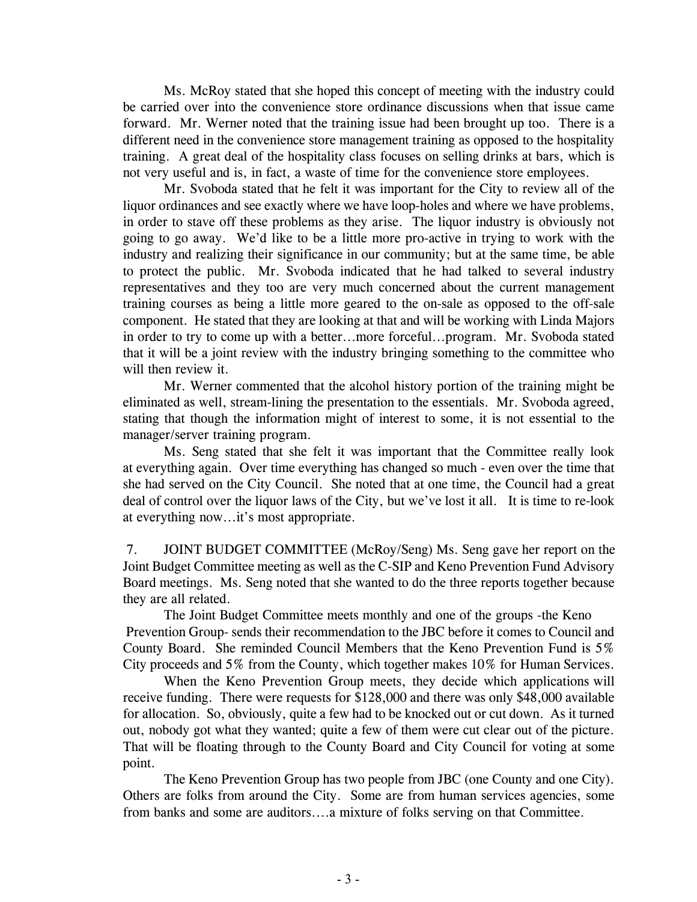Ms. McRoy stated that she hoped this concept of meeting with the industry could be carried over into the convenience store ordinance discussions when that issue came forward. Mr. Werner noted that the training issue had been brought up too. There is a different need in the convenience store management training as opposed to the hospitality training. A great deal of the hospitality class focuses on selling drinks at bars, which is not very useful and is, in fact, a waste of time for the convenience store employees.

Mr. Svoboda stated that he felt it was important for the City to review all of the liquor ordinances and see exactly where we have loop-holes and where we have problems, in order to stave off these problems as they arise. The liquor industry is obviously not going to go away. We'd like to be a little more pro-active in trying to work with the industry and realizing their significance in our community; but at the same time, be able to protect the public. Mr. Svoboda indicated that he had talked to several industry representatives and they too are very much concerned about the current management training courses as being a little more geared to the on-sale as opposed to the off-sale component. He stated that they are looking at that and will be working with Linda Majors in order to try to come up with a better…more forceful…program. Mr. Svoboda stated that it will be a joint review with the industry bringing something to the committee who will then review it.

Mr. Werner commented that the alcohol history portion of the training might be eliminated as well, stream-lining the presentation to the essentials. Mr. Svoboda agreed, stating that though the information might of interest to some, it is not essential to the manager/server training program.

Ms. Seng stated that she felt it was important that the Committee really look at everything again. Over time everything has changed so much - even over the time that she had served on the City Council. She noted that at one time, the Council had a great deal of control over the liquor laws of the City, but we've lost it all. It is time to re-look at everything now…it's most appropriate.

7. JOINT BUDGET COMMITTEE (McRoy/Seng) Ms. Seng gave her report on the Joint Budget Committee meeting as well as the C-SIP and Keno Prevention Fund Advisory Board meetings. Ms. Seng noted that she wanted to do the three reports together because they are all related.

The Joint Budget Committee meets monthly and one of the groups -the Keno Prevention Group- sends their recommendation to the JBC before it comes to Council and County Board. She reminded Council Members that the Keno Prevention Fund is 5% City proceeds and 5% from the County, which together makes 10% for Human Services.

When the Keno Prevention Group meets, they decide which applications will receive funding. There were requests for $128,000 and there was only $48,000 available for allocation. So, obviously, quite a few had to be knocked out or cut down. As it turned out, nobody got what they wanted; quite a few of them were cut clear out of the picture. That will be floating through to the County Board and City Council for voting at some point.

The Keno Prevention Group has two people from JBC (one County and one City). Others are folks from around the City. Some are from human services agencies, some from banks and some are auditors….a mixture of folks serving on that Committee.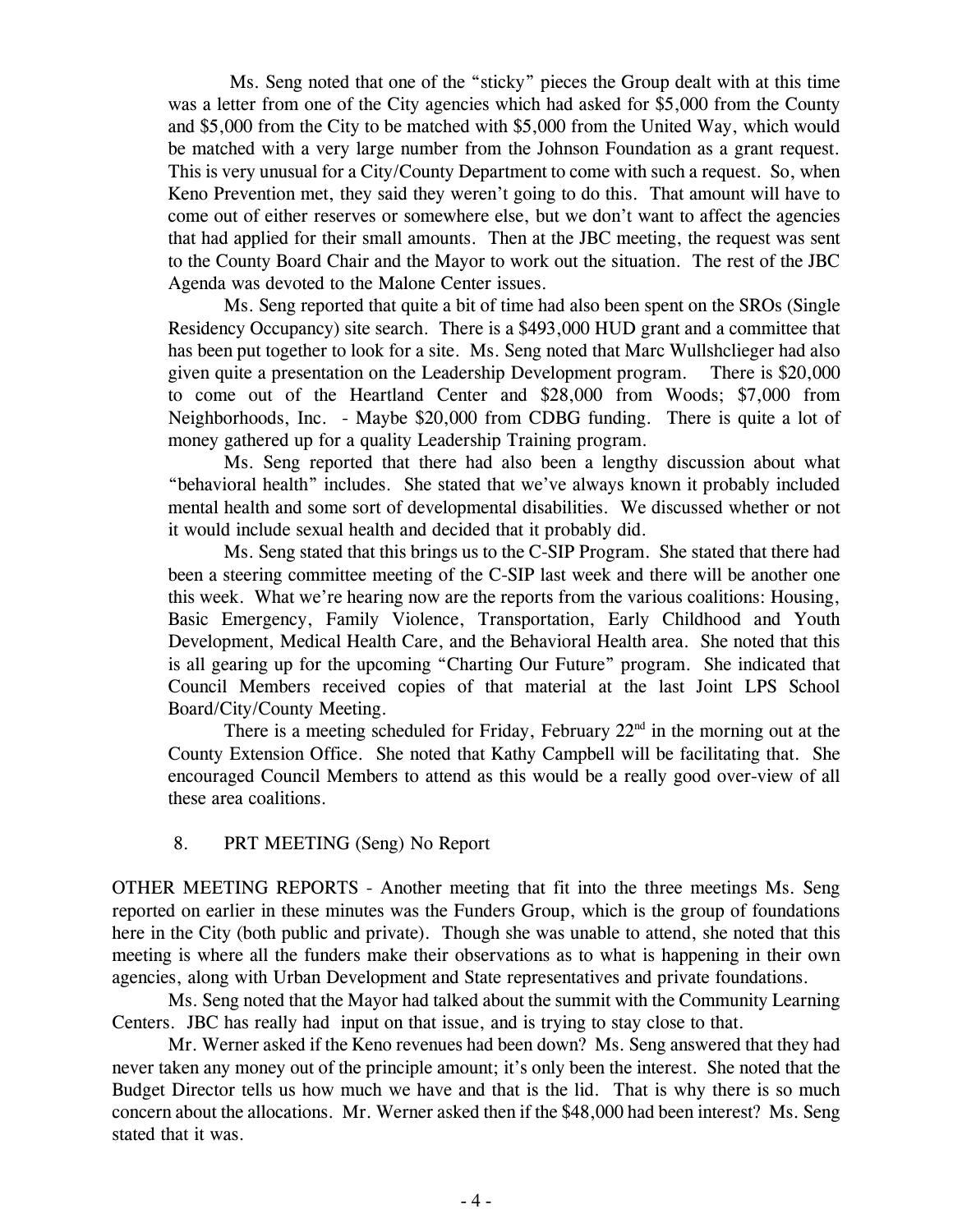Ms. Seng noted that one of the "sticky" pieces the Group dealt with at this time was a letter from one of the City agencies which had asked for $5,000 from the County and $5,000 from the City to be matched with $5,000 from the United Way, which would be matched with a very large number from the Johnson Foundation as a grant request. This is very unusual for a City/County Department to come with such a request. So, when Keno Prevention met, they said they weren't going to do this. That amount will have to come out of either reserves or somewhere else, but we don't want to affect the agencies that had applied for their small amounts. Then at the JBC meeting, the request was sent to the County Board Chair and the Mayor to work out the situation. The rest of the JBC Agenda was devoted to the Malone Center issues.

Ms. Seng reported that quite a bit of time had also been spent on the SROs (Single Residency Occupancy) site search. There is a $493,000 HUD grant and a committee that has been put together to look for a site. Ms. Seng noted that Marc Wullshclieger had also given quite a presentation on the Leadership Development program. There is $20,000 to come out of the Heartland Center and $28,000 from Woods; $7,000 from Neighborhoods, Inc. - Maybe $20,000 from CDBG funding. There is quite a lot of money gathered up for a quality Leadership Training program.

Ms. Seng reported that there had also been a lengthy discussion about what "behavioral health" includes. She stated that we've always known it probably included mental health and some sort of developmental disabilities. We discussed whether or not it would include sexual health and decided that it probably did.

Ms. Seng stated that this brings us to the C-SIP Program. She stated that there had been a steering committee meeting of the C-SIP last week and there will be another one this week. What we're hearing now are the reports from the various coalitions: Housing, Basic Emergency, Family Violence, Transportation, Early Childhood and Youth Development, Medical Health Care, and the Behavioral Health area. She noted that this is all gearing up for the upcoming "Charting Our Future" program. She indicated that Council Members received copies of that material at the last Joint LPS School Board/City/County Meeting.

There is a meeting scheduled for Friday, February 22nd in the morning out at the County Extension Office. She noted that Kathy Campbell will be facilitating that. She encouraged Council Members to attend as this would be a really good over-view of all these area coalitions.

8. PRT MEETING (Seng) No Report

OTHER MEETING REPORTS - Another meeting that fit into the three meetings Ms. Seng reported on earlier in these minutes was the Funders Group, which is the group of foundations here in the City (both public and private). Though she was unable to attend, she noted that this meeting is where all the funders make their observations as to what is happening in their own agencies, along with Urban Development and State representatives and private foundations.

Ms. Seng noted that the Mayor had talked about the summit with the Community Learning Centers. JBC has really had input on that issue, and is trying to stay close to that.

Mr. Werner asked if the Keno revenues had been down? Ms. Seng answered that they had never taken any money out of the principle amount; it's only been the interest. She noted that the Budget Director tells us how much we have and that is the lid. That is why there is so much concern about the allocations. Mr. Werner asked then if the $48,000 had been interest? Ms. Seng stated that it was.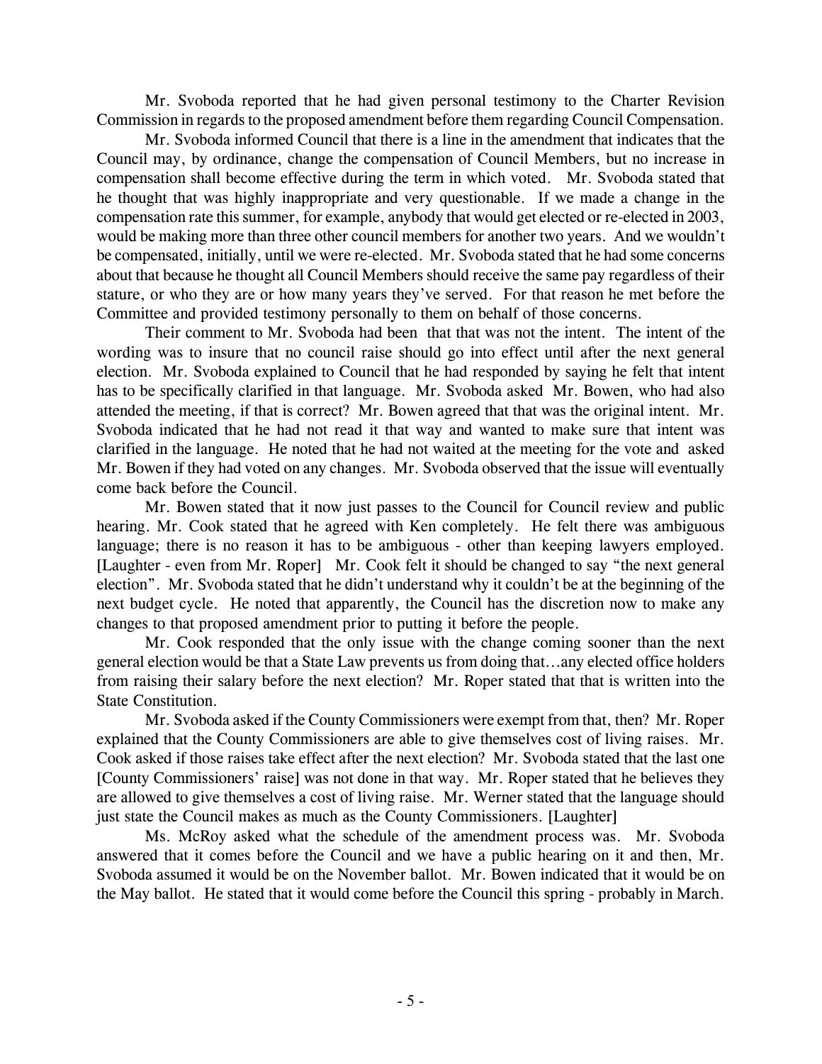Mr. Svoboda reported that he had given personal testimony to the Charter Revision Commission in regards to the proposed amendment before them regarding Council Compensation.

Mr. Svoboda informed Council that there is a line in the amendment that indicates that the Council may, by ordinance, change the compensation of Council Members, but no increase in compensation shall become effective during the term in which voted. Mr. Svoboda stated that he thought that was highly inappropriate and very questionable. If we made a change in the compensation rate this summer, for example, anybody that would get elected or re-elected in 2003, would be making more than three other council members for another two years. And we wouldn't be compensated, initially, until we were re-elected. Mr. Svoboda stated that he had some concerns about that because he thought all Council Members should receive the same pay regardless of their stature, or who they are or how many years they've served. For that reason he met before the Committee and provided testimony personally to them on behalf of those concerns.

Their comment to Mr. Svoboda had been that that was not the intent. The intent of the wording was to insure that no council raise should go into effect until after the next general election. Mr. Svoboda explained to Council that he had responded by saying he felt that intent has to be specifically clarified in that language. Mr. Svoboda asked Mr. Bowen, who had also attended the meeting, if that is correct? Mr. Bowen agreed that that was the original intent. Mr. Svoboda indicated that he had not read it that way and wanted to make sure that intent was clarified in the language. He noted that he had not waited at the meeting for the vote and asked Mr. Bowen if they had voted on any changes. Mr. Svoboda observed that the issue will eventually come back before the Council.

Mr. Bowen stated that it now just passes to the Council for Council review and public hearing. Mr. Cook stated that he agreed with Ken completely. He felt there was ambiguous language; there is no reason it has to be ambiguous - other than keeping lawyers employed. [Laughter - even from Mr. Roper] Mr. Cook felt it should be changed to say "the next general election". Mr. Svoboda stated that he didn't understand why it couldn't be at the beginning of the next budget cycle. He noted that apparently, the Council has the discretion now to make any changes to that proposed amendment prior to putting it before the people.

Mr. Cook responded that the only issue with the change coming sooner than the next general election would be that a State Law prevents us from doing that…any elected office holders from raising their salary before the next election? Mr. Roper stated that that is written into the State Constitution.

Mr. Svoboda asked if the County Commissioners were exempt from that, then? Mr. Roper explained that the County Commissioners are able to give themselves cost of living raises. Mr. Cook asked if those raises take effect after the next election? Mr. Svoboda stated that the last one [County Commissioners' raise] was not done in that way. Mr. Roper stated that he believes they are allowed to give themselves a cost of living raise. Mr. Werner stated that the language should just state the Council makes as much as the County Commissioners. [Laughter]

Ms. McRoy asked what the schedule of the amendment process was. Mr. Svoboda answered that it comes before the Council and we have a public hearing on it and then, Mr. Svoboda assumed it would be on the November ballot. Mr. Bowen indicated that it would be on the May ballot. He stated that it would come before the Council this spring - probably in March.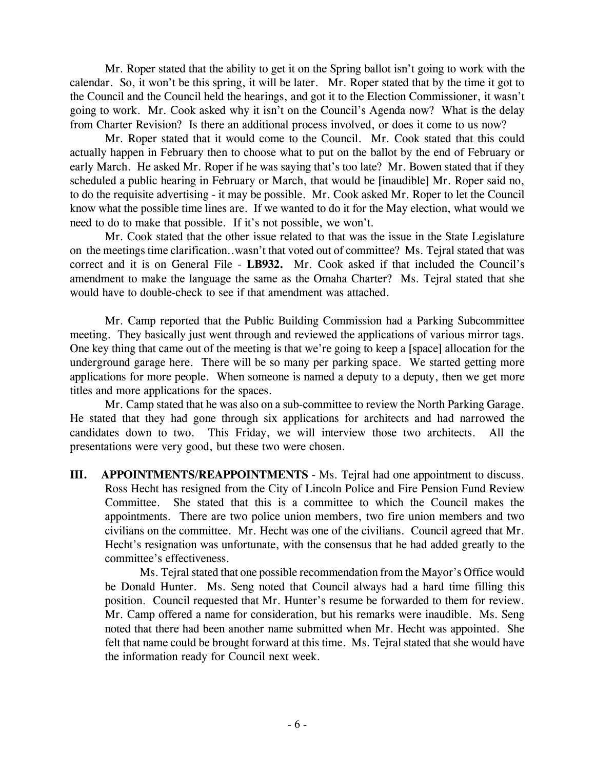Mr. Roper stated that the ability to get it on the Spring ballot isn't going to work with the calendar. So, it won't be this spring, it will be later. Mr. Roper stated that by the time it got to the Council and the Council held the hearings, and got it to the Election Commissioner, it wasn't going to work. Mr. Cook asked why it isn't on the Council's Agenda now? What is the delay from Charter Revision? Is there an additional process involved, or does it come to us now?

Mr. Roper stated that it would come to the Council. Mr. Cook stated that this could actually happen in February then to choose what to put on the ballot by the end of February or early March. He asked Mr. Roper if he was saying that's too late? Mr. Bowen stated that if they scheduled a public hearing in February or March, that would be [inaudible] Mr. Roper said no, to do the requisite advertising - it may be possible. Mr. Cook asked Mr. Roper to let the Council know what the possible time lines are. If we wanted to do it for the May election, what would we need to do to make that possible. If it's not possible, we won't.

Mr. Cook stated that the other issue related to that was the issue in the State Legislature on the meetings time clarification..wasn't that voted out of committee? Ms. Tejral stated that was correct and it is on General File - **LB932.** Mr. Cook asked if that included the Council's amendment to make the language the same as the Omaha Charter? Ms. Tejral stated that she would have to double-check to see if that amendment was attached.

Mr. Camp reported that the Public Building Commission had a Parking Subcommittee meeting. They basically just went through and reviewed the applications of various mirror tags. One key thing that came out of the meeting is that we're going to keep a [space] allocation for the underground garage here. There will be so many per parking space. We started getting more applications for more people. When someone is named a deputy to a deputy, then we get more titles and more applications for the spaces.

Mr. Camp stated that he was also on a sub-committee to review the North Parking Garage. He stated that they had gone through six applications for architects and had narrowed the candidates down to two. This Friday, we will interview those two architects. All the presentations were very good, but these two were chosen.

**III. APPOINTMENTS/REAPPOINTMENTS** - Ms. Tejral had one appointment to discuss. Ross Hecht has resigned from the City of Lincoln Police and Fire Pension Fund Review Committee. She stated that this is a committee to which the Council makes the appointments. There are two police union members, two fire union members and two civilians on the committee. Mr. Hecht was one of the civilians. Council agreed that Mr. Hecht's resignation was unfortunate, with the consensus that he had added greatly to the committee's effectiveness.

Ms. Tejral stated that one possible recommendation from the Mayor's Office would be Donald Hunter. Ms. Seng noted that Council always had a hard time filling this position. Council requested that Mr. Hunter's resume be forwarded to them for review. Mr. Camp offered a name for consideration, but his remarks were inaudible. Ms. Seng noted that there had been another name submitted when Mr. Hecht was appointed. She felt that name could be brought forward at this time. Ms. Tejral stated that she would have the information ready for Council next week.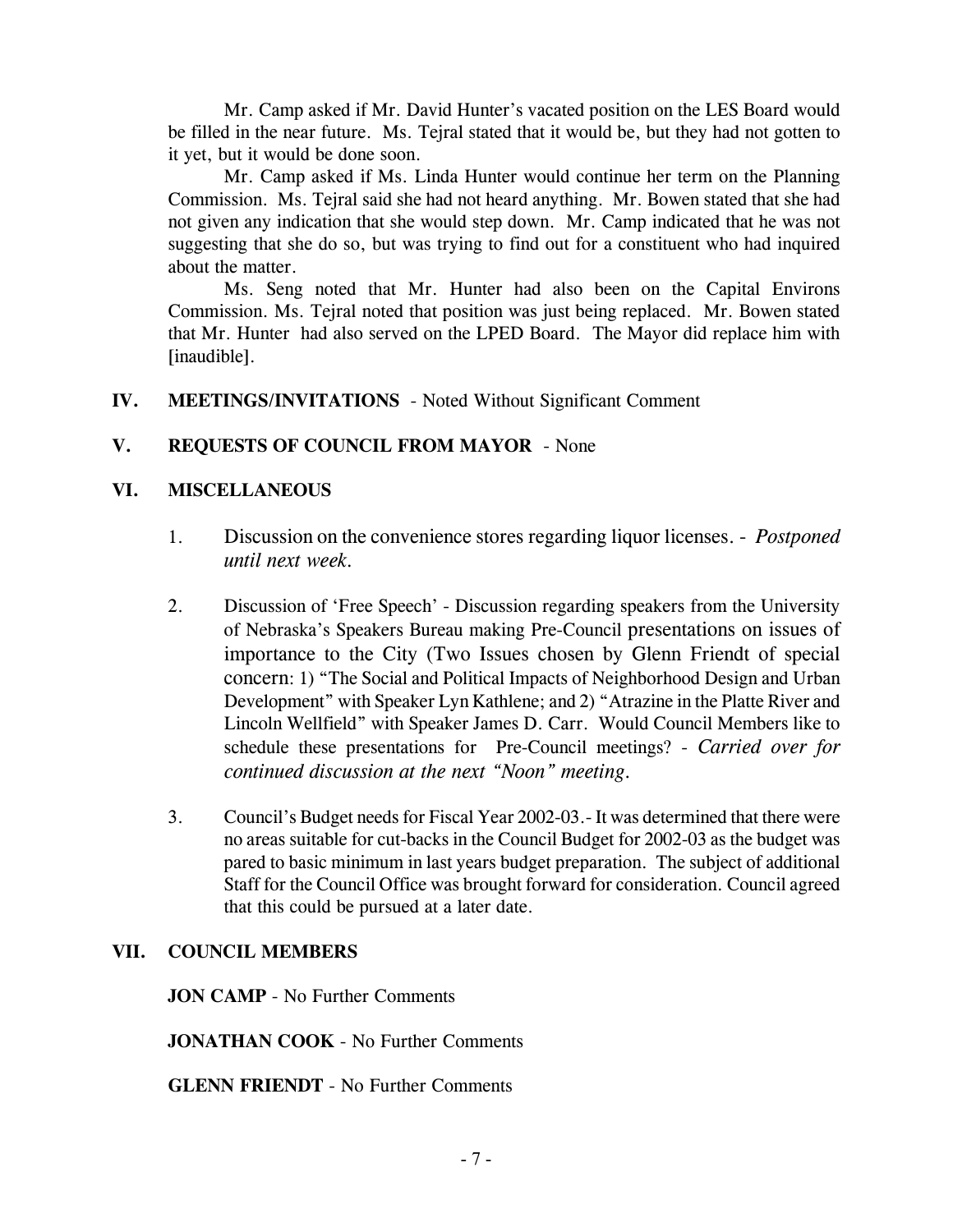Mr. Camp asked if Mr. David Hunter's vacated position on the LES Board would be filled in the near future. Ms. Tejral stated that it would be, but they had not gotten to it yet, but it would be done soon.

Mr. Camp asked if Ms. Linda Hunter would continue her term on the Planning Commission. Ms. Tejral said she had not heard anything. Mr. Bowen stated that she had not given any indication that she would step down. Mr. Camp indicated that he was not suggesting that she do so, but was trying to find out for a constituent who had inquired about the matter.

Ms. Seng noted that Mr. Hunter had also been on the Capital Environs Commission. Ms. Tejral noted that position was just being replaced. Mr. Bowen stated that Mr. Hunter had also served on the LPED Board. The Mayor did replace him with [inaudible].

**IV. MEETINGS/INVITATIONS** - Noted Without Significant Comment

**V. REQUESTS OF COUNCIL FROM MAYOR** - None

**VI. MISCELLANEOUS**

1. Discussion on the convenience stores regarding liquor licenses. - *Postponed until next week.*

2. Discussion of 'Free Speech' - Discussion regarding speakers from the University of Nebraska's Speakers Bureau making Pre-Council presentations on issues of importance to the City (Two Issues chosen by Glenn Friendt of special concern: 1) "The Social and Political Impacts of Neighborhood Design and Urban Development" with Speaker Lyn Kathlene; and 2) "Atrazine in the Platte River and Lincoln Wellfield" with Speaker James D. Carr. Would Council Members like to schedule these presentations for Pre-Council meetings? - *Carried over for continued discussion at the next "Noon" meeting.*

3. Council's Budget needs for Fiscal Year 2002-03.- It was determined that there were no areas suitable for cut-backs in the Council Budget for 2002-03 as the budget was pared to basic minimum in last years budget preparation. The subject of additional Staff for the Council Office was brought forward for consideration. Council agreed that this could be pursued at a later date.

**VII. COUNCIL MEMBERS**

**JON CAMP** - No Further Comments

**JONATHAN COOK** - No Further Comments

**GLENN FRIENDT** - No Further Comments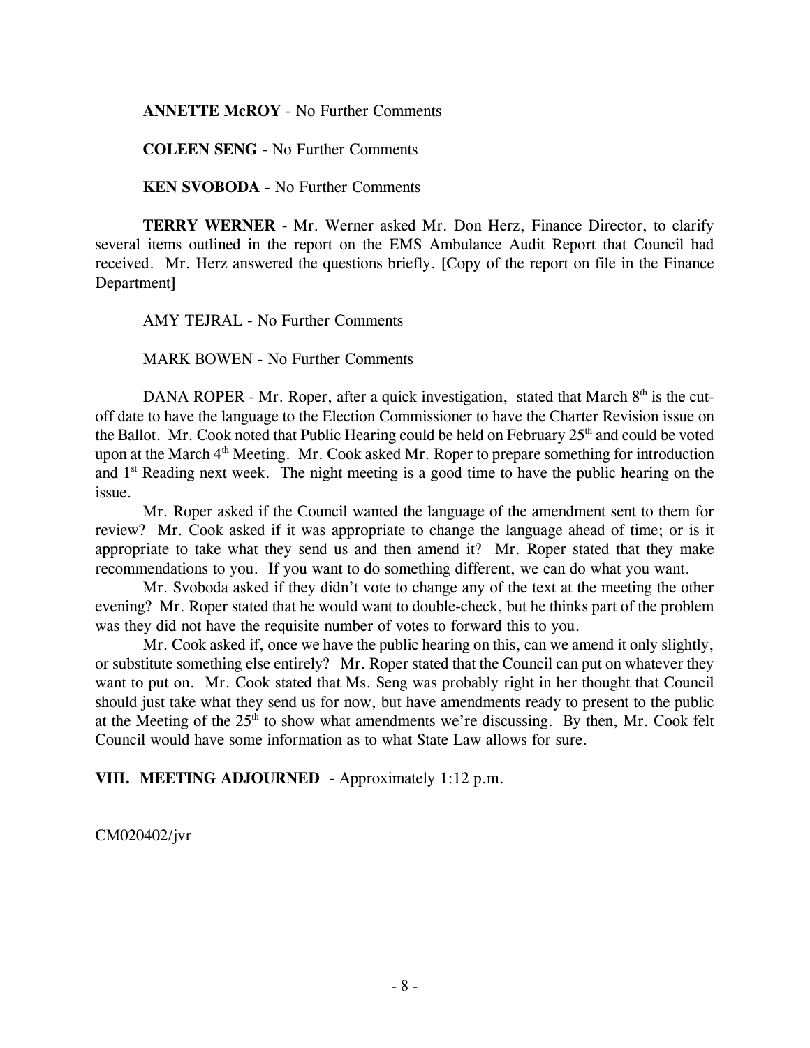**ANNETTE McROY** - No Further Comments

**COLEEN SENG** - No Further Comments

**KEN SVOBODA** - No Further Comments

**TERRY WERNER** - Mr. Werner asked Mr. Don Herz, Finance Director, to clarify several items outlined in the report on the EMS Ambulance Audit Report that Council had received. Mr. Herz answered the questions briefly. [Copy of the report on file in the Finance Department]

AMY TEJRAL - No Further Comments

MARK BOWEN - No Further Comments

DANA ROPER - Mr. Roper, after a quick investigation, stated that March 8th is the cut-off date to have the language to the Election Commissioner to have the Charter Revision issue on the Ballot. Mr. Cook noted that Public Hearing could be held on February 25th and could be voted upon at the March 4th Meeting. Mr. Cook asked Mr. Roper to prepare something for introduction and 1st Reading next week. The night meeting is a good time to have the public hearing on the issue.

Mr. Roper asked if the Council wanted the language of the amendment sent to them for review? Mr. Cook asked if it was appropriate to change the language ahead of time; or is it appropriate to take what they send us and then amend it? Mr. Roper stated that they make recommendations to you. If you want to do something different, we can do what you want.

Mr. Svoboda asked if they didn't vote to change any of the text at the meeting the other evening? Mr. Roper stated that he would want to double-check, but he thinks part of the problem was they did not have the requisite number of votes to forward this to you.

Mr. Cook asked if, once we have the public hearing on this, can we amend it only slightly, or substitute something else entirely? Mr. Roper stated that the Council can put on whatever they want to put on. Mr. Cook stated that Ms. Seng was probably right in her thought that Council should just take what they send us for now, but have amendments ready to present to the public at the Meeting of the 25th to show what amendments we're discussing. By then, Mr. Cook felt Council would have some information as to what State Law allows for sure.

**VIII. MEETING ADJOURNED** - Approximately 1:12 p.m.

CM020402/jvr